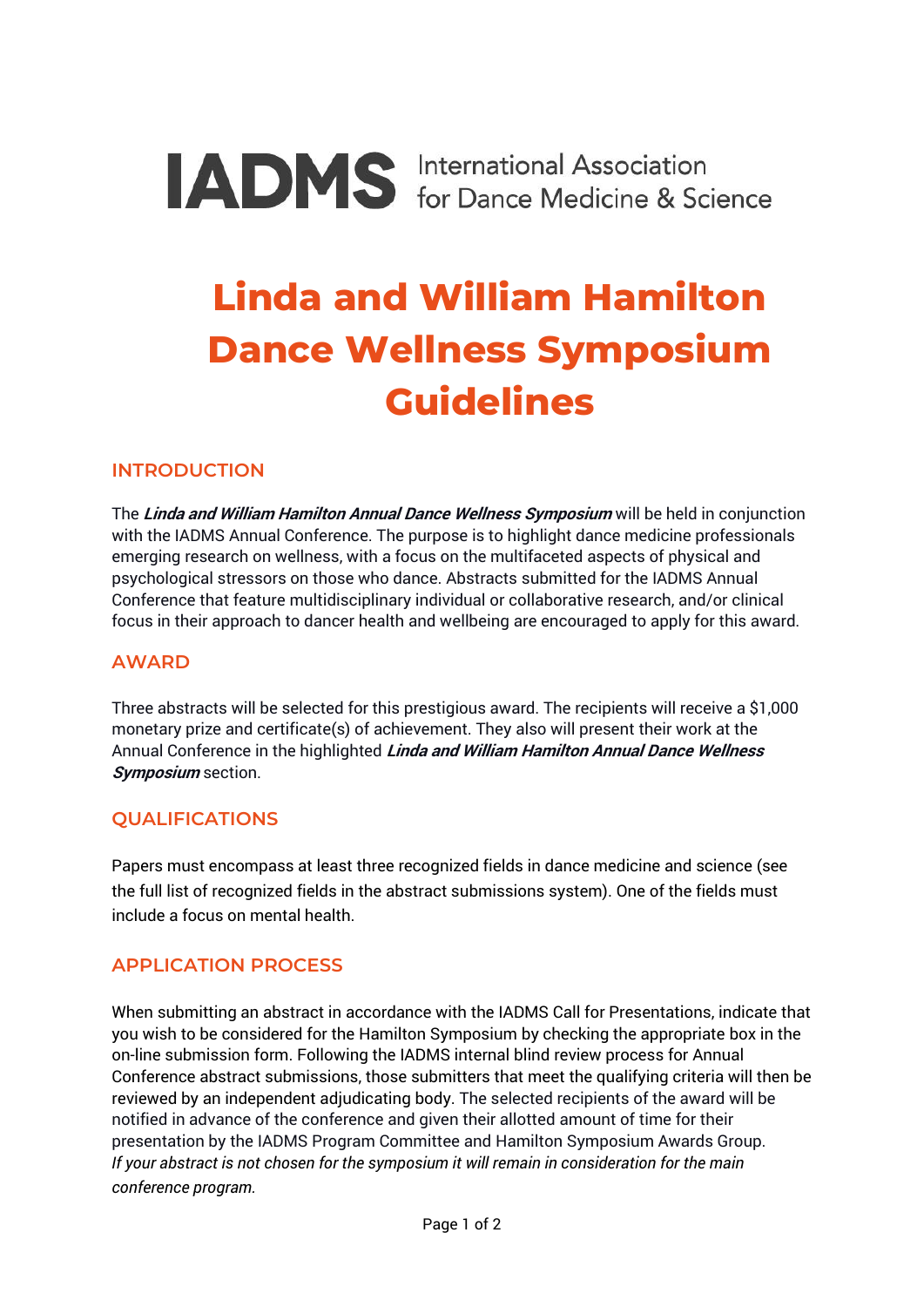IADMS International Association for Dance Medicine & Science

# Linda and William Hamilton Dance Wellness Symposium Guidelines

## INTRODUCTION

The ***Linda and William Hamilton Annual Dance Wellness Symposium*** will be held in conjunction with the IADMS Annual Conference. The purpose is to highlight dance medicine professionals emerging research on wellness, with a focus on the multifaceted aspects of physical and psychological stressors on those who dance. Abstracts submitted for the IADMS Annual Conference that feature multidisciplinary individual or collaborative research, and/or clinical focus in their approach to dancer health and wellbeing are encouraged to apply for this award.

## AWARD

Three abstracts will be selected for this prestigious award. The recipients will receive a $1,000 monetary prize and certificate(s) of achievement. They also will present their work at the Annual Conference in the highlighted ***Linda and William Hamilton Annual Dance Wellness Symposium*** section.

## QUALIFICATIONS

Papers must encompass at least three recognized fields in dance medicine and science (see the full list of recognized fields in the abstract submissions system). One of the fields must include a focus on mental health.

## APPLICATION PROCESS

When submitting an abstract in accordance with the IADMS Call for Presentations, indicate that you wish to be considered for the Hamilton Symposium by checking the appropriate box in the on-line submission form. Following the IADMS internal blind review process for Annual Conference abstract submissions, those submitters that meet the qualifying criteria will then be reviewed by an independent adjudicating body. The selected recipients of the award will be notified in advance of the conference and given their allotted amount of time for their presentation by the IADMS Program Committee and Hamilton Symposium Awards Group. *If your abstract is not chosen for the symposium it will remain in consideration for the main conference program.*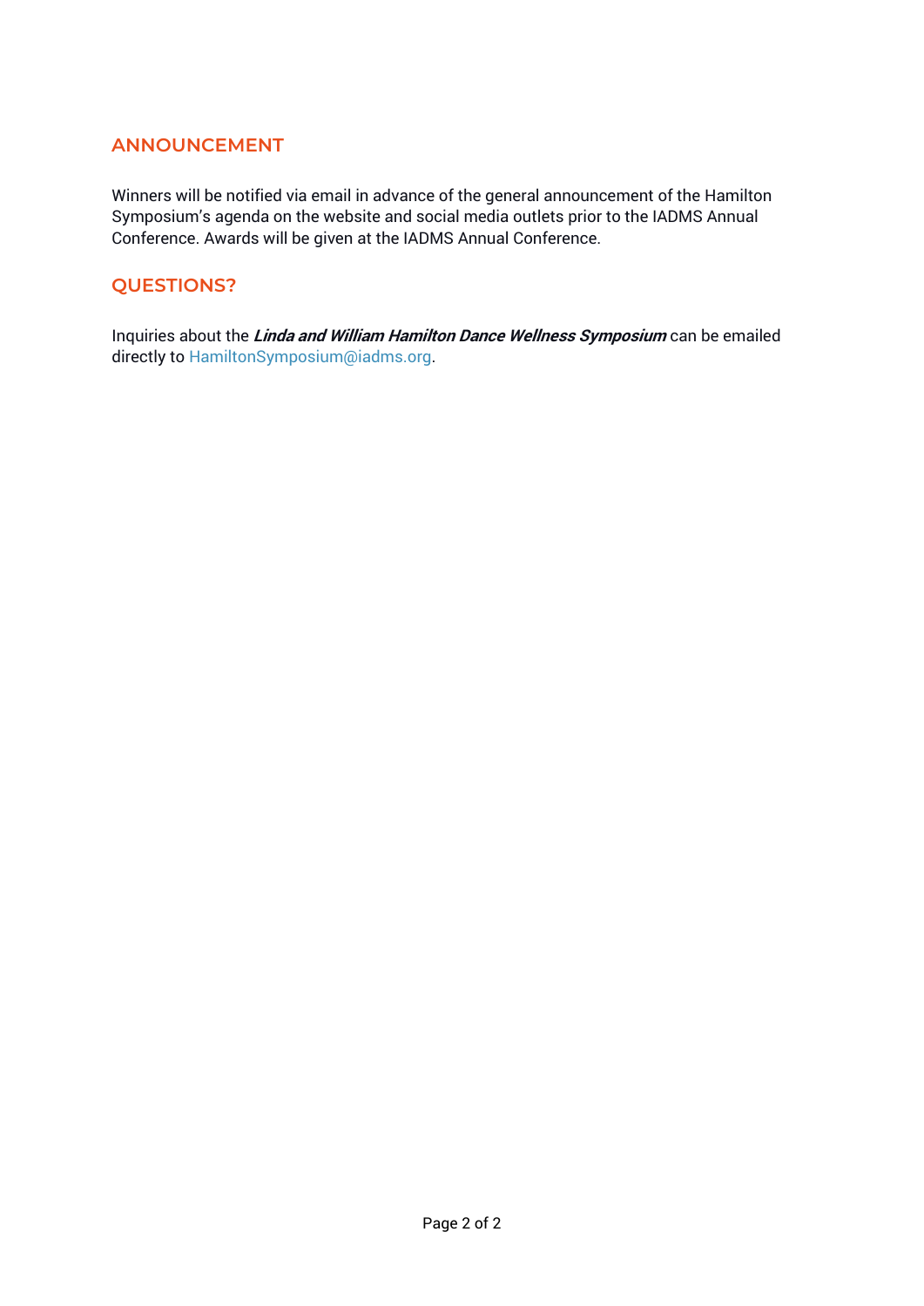## ANNOUNCEMENT

Winners will be notified via email in advance of the general announcement of the Hamilton Symposium’s agenda on the website and social media outlets prior to the IADMS Annual Conference. Awards will be given at the IADMS Annual Conference.

## QUESTIONS?

Inquiries about the ***Linda and William Hamilton Dance Wellness Symposium*** can be emailed directly to HamiltonSymposium@iadms.org.